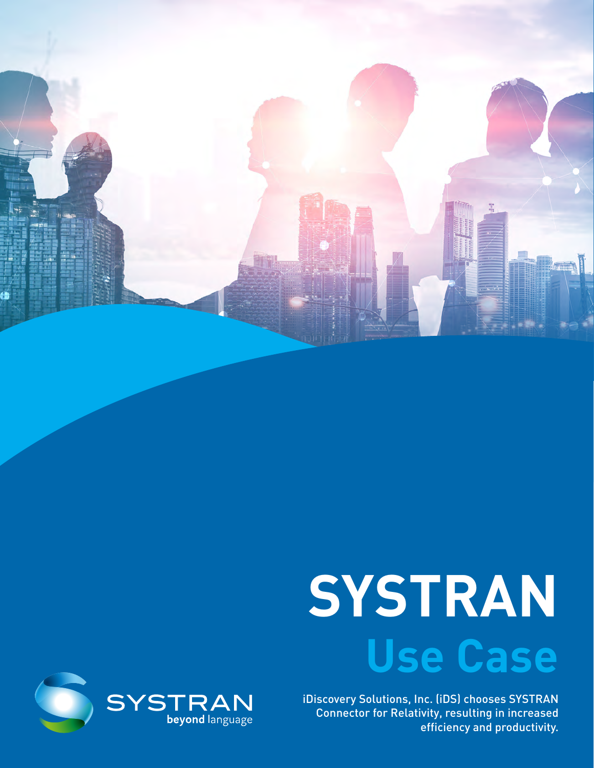# SYSTRAN

## Use Case

iDiscovery Solutions, Inc. (iDS) chooses SYSTRAN Connector for Relativity, resulting in increased efficiency and productivity.

SYSTRAN beyond language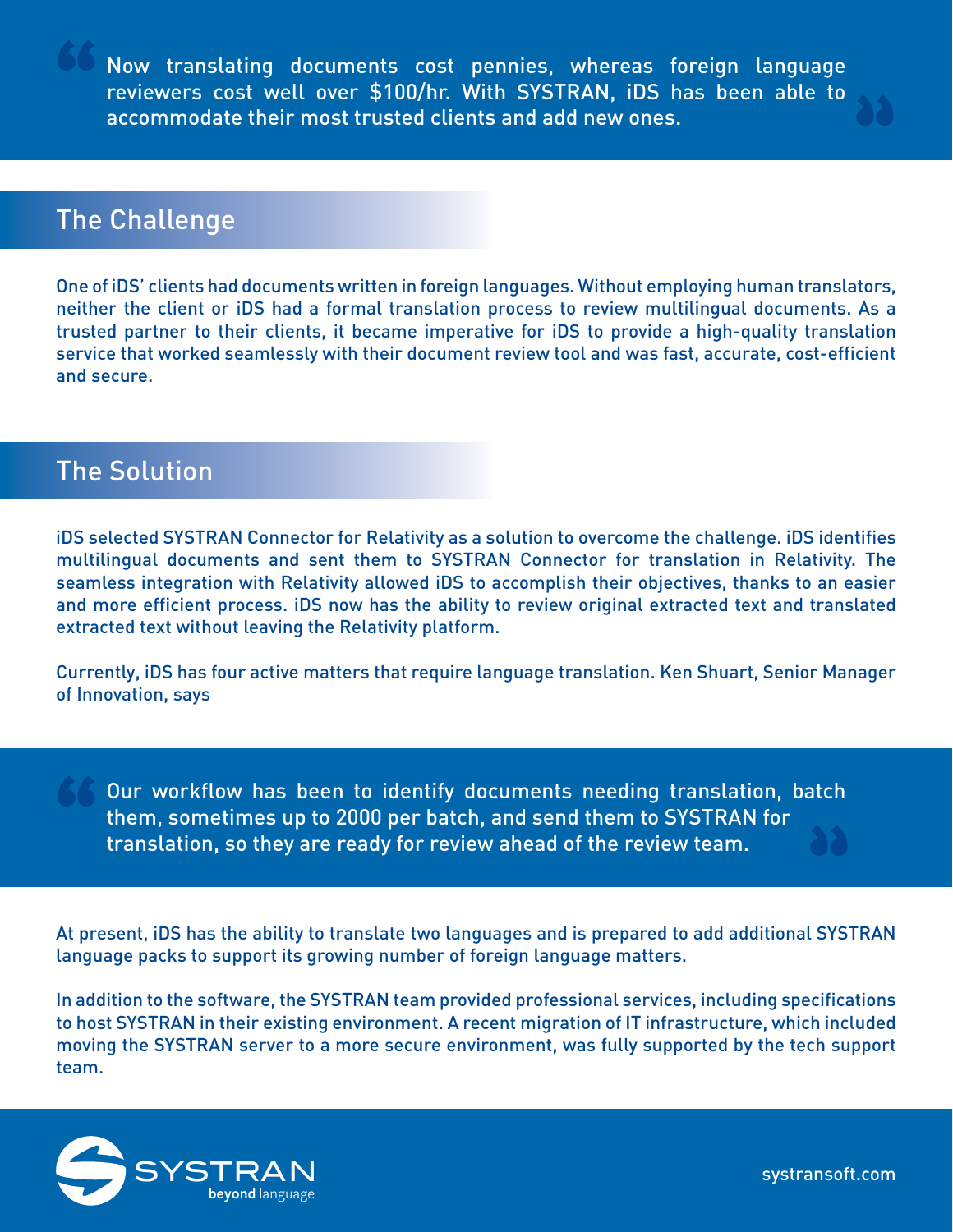> Now translating documents cost pennies, whereas foreign language reviewers cost well over $100/hr. With SYSTRAN, iDS has been able to accommodate their most trusted clients and add new ones.

## The Challenge

One of iDS' clients had documents written in foreign languages. Without employing human translators, neither the client or iDS had a formal translation process to review multilingual documents. As a trusted partner to their clients, it became imperative for iDS to provide a high-quality translation service that worked seamlessly with their document review tool and was fast, accurate, cost-efficient and secure.

## The Solution

iDS selected SYSTRAN Connector for Relativity as a solution to overcome the challenge. iDS identifies multilingual documents and sent them to SYSTRAN Connector for translation in Relativity. The seamless integration with Relativity allowed iDS to accomplish their objectives, thanks to an easier and more efficient process. iDS now has the ability to review original extracted text and translated extracted text without leaving the Relativity platform.

Currently, iDS has four active matters that require language translation. Ken Shuart, Senior Manager of Innovation, says

> Our workflow has been to identify documents needing translation, batch them, sometimes up to 2000 per batch, and send them to SYSTRAN for translation, so they are ready for review ahead of the review team.

At present, iDS has the ability to translate two languages and is prepared to add additional SYSTRAN language packs to support its growing number of foreign language matters.

In addition to the software, the SYSTRAN team provided professional services, including specifications to host SYSTRAN in their existing environment. A recent migration of IT infrastructure, which included moving the SYSTRAN server to a more secure environment, was fully supported by the tech support team.

SYSTRAN beyond language

systransoft.com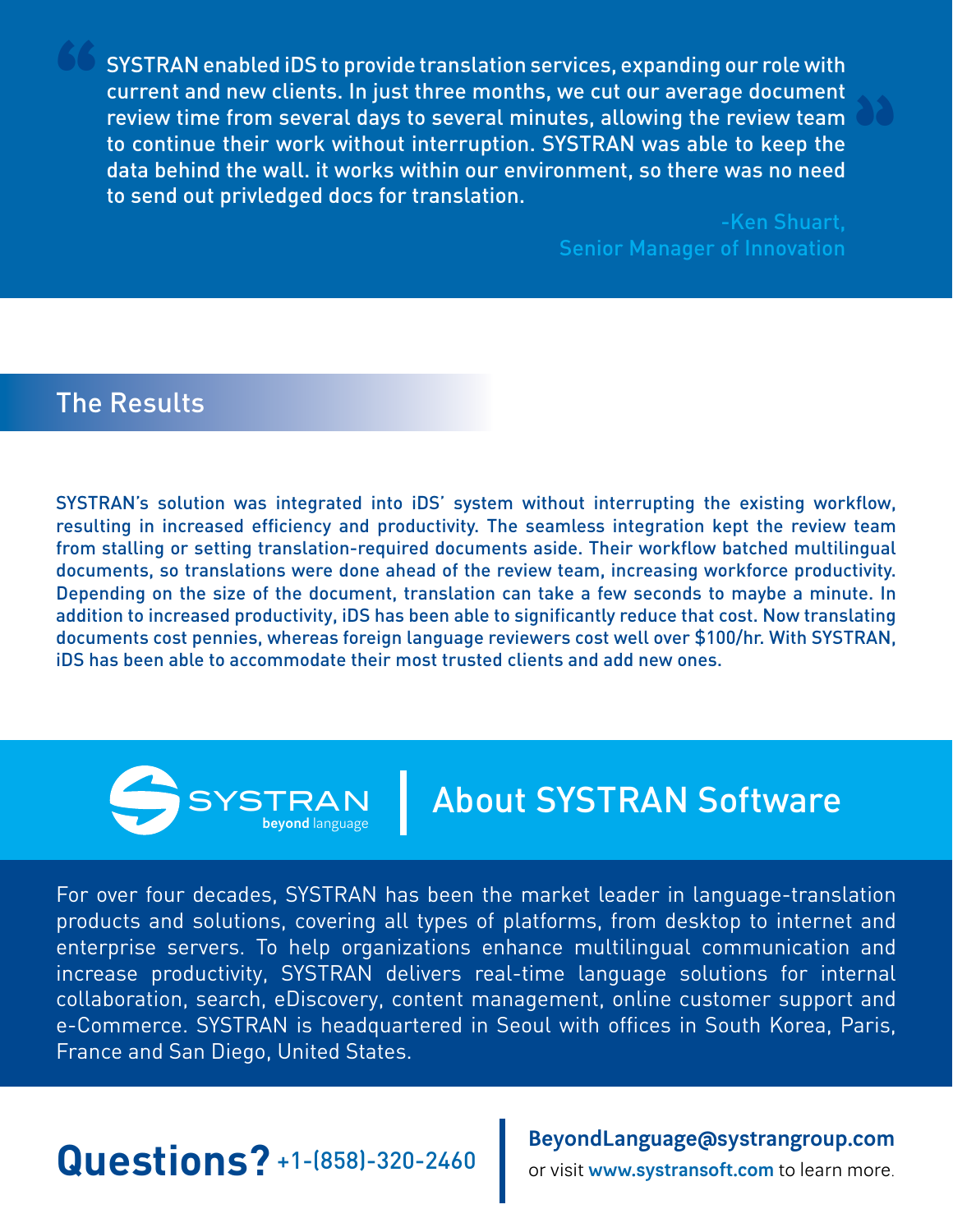> SYSTRAN enabled iDS to provide translation services, expanding our role with current and new clients. In just three months, we cut our average document review time from several days to several minutes, allowing the review team to continue their work without interruption. SYSTRAN was able to keep the data behind the wall. it works within our environment, so there was no need to send out privledged docs for translation.
>
> -Ken Shuart,
> Senior Manager of Innovation

## The Results

SYSTRAN's solution was integrated into iDS' system without interrupting the existing workflow, resulting in increased efficiency and productivity. The seamless integration kept the review team from stalling or setting translation-required documents aside. Their workflow batched multilingual documents, so translations were done ahead of the review team, increasing workforce productivity. Depending on the size of the document, translation can take a few seconds to maybe a minute. In addition to increased productivity, iDS has been able to significantly reduce that cost. Now translating documents cost pennies, whereas foreign language reviewers cost well over $100/hr. With SYSTRAN, iDS has been able to accommodate their most trusted clients and add new ones.

SYSTRAN beyond language

## About SYSTRAN Software

For over four decades, SYSTRAN has been the market leader in language-translation products and solutions, covering all types of platforms, from desktop to internet and enterprise servers. To help organizations enhance multilingual communication and increase productivity, SYSTRAN delivers real-time language solutions for internal collaboration, search, eDiscovery, content management, online customer support and e-Commerce. SYSTRAN is headquartered in Seoul with offices in South Korea, Paris, France and San Diego, United States.

**Questions?** +1-(858)-320-2460

**BeyondLanguage@systrangroup.com**
or visit **www.systransoft.com** to learn more.